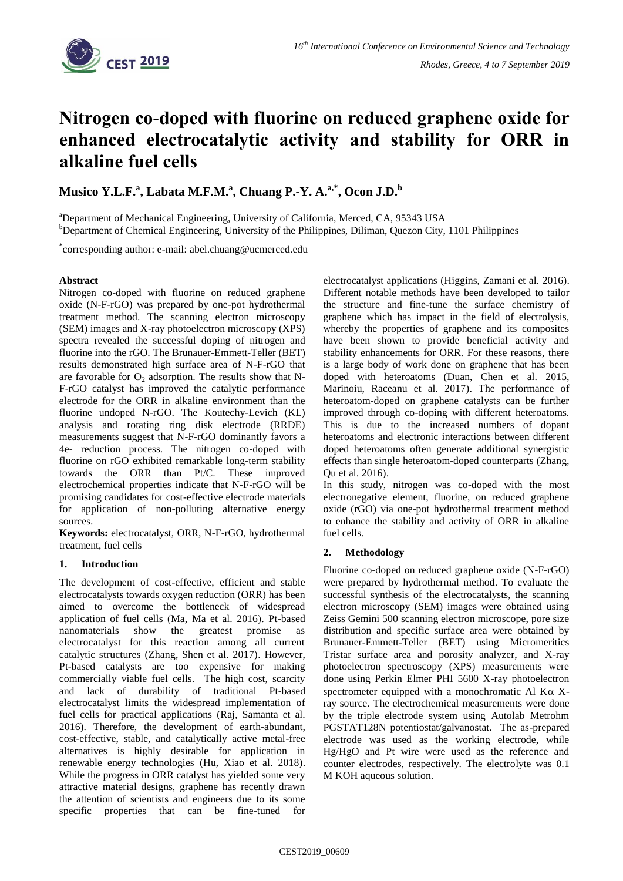# Nitrogen co-doped with fluorine on reduced graphene oxide for enhanced electrocatalytic activity and stability for ORR in alkaline fuel cells

**Musico Y.L.F.[a], Labata M.F.M.[a], Chuang P.-Y. A.[a,*], Ocon J.D.[b]**

[a]Department of Mechanical Engineering, University of California, Merced, CA, 95343 USA

[b]Department of Chemical Engineering, University of the Philippines, Diliman, Quezon City, 1101 Philippines

[*]corresponding author: e-mail: abel.chuang@ucmerced.edu

**Abstract**

Nitrogen co-doped with fluorine on reduced graphene oxide (N-F-rGO) was prepared by one-pot hydrothermal treatment method. The scanning electron microscopy (SEM) images and X-ray photoelectron microscopy (XPS) spectra revealed the successful doping of nitrogen and fluorine into the rGO. The Brunauer-Emmett-Teller (BET) results demonstrated high surface area of N-F-rGO that are favorable for $O_2$ adsorption. The results show that N-F-rGO catalyst has improved the catalytic performance electrode for the ORR in alkaline environment than the fluorine undoped N-rGO. The Koutechy-Levich (KL) analysis and rotating ring disk electrode (RRDE) measurements suggest that N-F-rGO dominantly favors a 4e- reduction process. The nitrogen co-doped with fluorine on rGO exhibited remarkable long-term stability towards the ORR than Pt/C. These improved electrochemical properties indicate that N-F-rGO will be promising candidates for cost-effective electrode materials for application of non-polluting alternative energy sources.

**Keywords:** electrocatalyst, ORR, N-F-rGO, hydrothermal treatment, fuel cells

## 1. Introduction

The development of cost-effective, efficient and stable electrocatalysts towards oxygen reduction (ORR) has been aimed to overcome the bottleneck of widespread application of fuel cells (Ma, Ma et al. 2016). Pt-based nanomaterials show the greatest promise as electrocatalyst for this reaction among all current catalytic structures (Zhang, Shen et al. 2017). However, Pt-based catalysts are too expensive for making commercially viable fuel cells. The high cost, scarcity and lack of durability of traditional Pt-based electrocatalyst limits the widespread implementation of fuel cells for practical applications (Raj, Samanta et al. 2016). Therefore, the development of earth-abundant, cost-effective, stable, and catalytically active metal-free alternatives is highly desirable for application in renewable energy technologies (Hu, Xiao et al. 2018). While the progress in ORR catalyst has yielded some very attractive material designs, graphene has recently drawn the attention of scientists and engineers due to its some specific properties that can be fine-tuned for electrocatalyst applications (Higgins, Zamani et al. 2016). Different notable methods have been developed to tailor the structure and fine-tune the surface chemistry of graphene which has impact in the field of electrolysis, whereby the properties of graphene and its composites have been shown to provide beneficial activity and stability enhancements for ORR. For these reasons, there is a large body of work done on graphene that has been doped with heteroatoms (Duan, Chen et al. 2015, Marinoiu, Raceanu et al. 2017). The performance of heteroatom-doped on graphene catalysts can be further improved through co-doping with different heteroatoms. This is due to the increased numbers of dopant heteroatoms and electronic interactions between different doped heteroatoms often generate additional synergistic effects than single heteroatom-doped counterparts (Zhang, Qu et al. 2016).

In this study, nitrogen was co-doped with the most electronegative element, fluorine, on reduced graphene oxide (rGO) via one-pot hydrothermal treatment method to enhance the stability and activity of ORR in alkaline fuel cells.

## 2. Methodology

Fluorine co-doped on reduced graphene oxide (N-F-rGO) were prepared by hydrothermal method. To evaluate the successful synthesis of the electrocatalysts, the scanning electron microscopy (SEM) images were obtained using Zeiss Gemini 500 scanning electron microscope, pore size distribution and specific surface area were obtained by Brunauer-Emmett-Teller (BET) using Micromeritics Tristar surface area and porosity analyzer, and X-ray photoelectron spectroscopy (XPS) measurements were done using Perkin Elmer PHI 5600 X-ray photoelectron spectrometer equipped with a monochromatic Al K$\alpha$ X-ray source. The electrochemical measurements were done by the triple electrode system using Autolab Metrohm PGSTAT128N potentiostat/galvanostat. The as-prepared electrode was used as the working electrode, while Hg/HgO and Pt wire were used as the reference and counter electrodes, respectively. The electrolyte was 0.1 M KOH aqueous solution.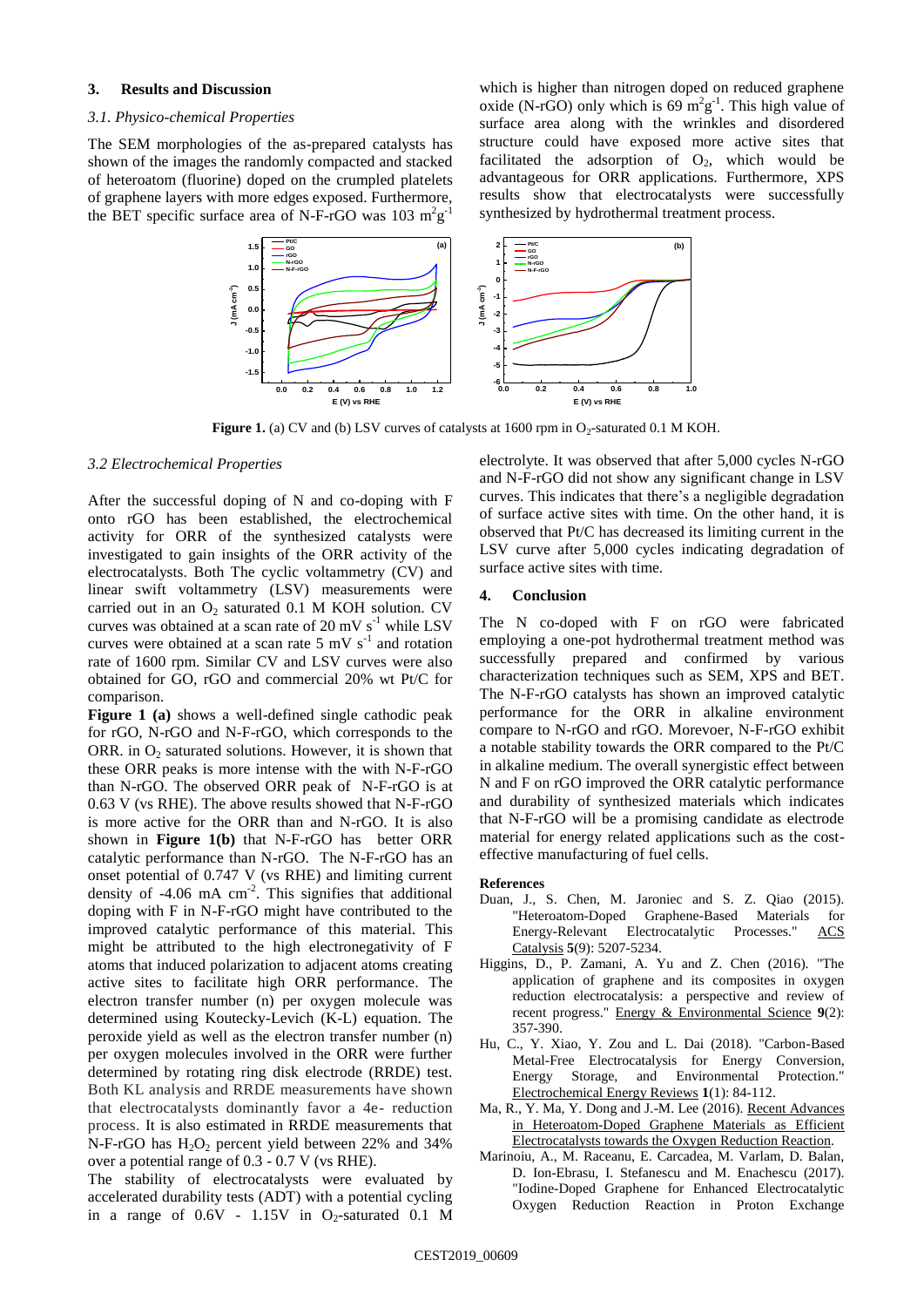## 3. Results and Discussion

### 3.1. Physico-chemical Properties

The SEM morphologies of the as-prepared catalysts has shown of the images the randomly compacted and stacked of heteroatom (fluorine) doped on the crumpled platelets of graphene layers with more edges exposed. Furthermore, the BET specific surface area of N-F-rGO was 103 $m^2g^{-1}$ which is higher than nitrogen doped on reduced graphene oxide (N-rGO) only which is 69 $m^2g^{-1}$. This high value of surface area along with the wrinkles and disordered structure could have exposed more active sites that facilitated the adsorption of $O_2$, which would be advantageous for ORR applications. Furthermore, XPS results show that electrocatalysts were successfully synthesized by hydrothermal treatment process.

**Figure 1.** (a) CV and (b) LSV curves of catalysts at 1600 rpm in $O_2$-saturated 0.1 M KOH.

### 3.2 Electrochemical Properties

After the successful doping of N and co-doping with F onto rGO has been established, the electrochemical activity for ORR of the synthesized catalysts were investigated to gain insights of the ORR activity of the electrocatalysts. Both The cyclic voltammetry (CV) and linear swift voltammetry (LSV) measurements were carried out in an $O_2$ saturated 0.1 M KOH solution. CV curves was obtained at a scan rate of 20 mV $s^{-1}$ while LSV curves were obtained at a scan rate 5 mV $s^{-1}$ and rotation rate of 1600 rpm. Similar CV and LSV curves were also obtained for GO, rGO and commercial 20% wt Pt/C for comparison.

**Figure 1 (a)** shows a well-defined single cathodic peak for rGO, N-rGO and N-F-rGO, which corresponds to the ORR. in $O_2$ saturated solutions. However, it is shown that these ORR peaks is more intense with the with N-F-rGO than N-rGO. The observed ORR peak of N-F-rGO is at 0.63 V (vs RHE). The above results showed that N-F-rGO is more active for the ORR than and N-rGO. It is also shown in **Figure 1(b)** that N-F-rGO has better ORR catalytic performance than N-rGO. The N-F-rGO has an onset potential of 0.747 V (vs RHE) and limiting current density of -4.06 mA $cm^{-2}$. This signifies that additional doping with F in N-F-rGO might have contributed to the improved catalytic performance of this material. This might be attributed to the high electronegativity of F atoms that induced polarization to adjacent atoms creating active sites to facilitate high ORR performance. The electron transfer number (n) per oxygen molecule was determined using Koutecky-Levich (K-L) equation. The peroxide yield as well as the electron transfer number (n) per oxygen molecules involved in the ORR were further determined by rotating ring disk electrode (RRDE) test. Both KL analysis and RRDE measurements have shown that electrocatalysts dominantly favor a 4e- reduction process. It is also estimated in RRDE measurements that N-F-rGO has $H_2O_2$ percent yield between 22% and 34% over a potential range of 0.3 - 0.7 V (vs RHE).

The stability of electrocatalysts were evaluated by accelerated durability tests (ADT) with a potential cycling in a range of 0.6V - 1.15V in $O_2$-saturated 0.1 M electrolyte. It was observed that after 5,000 cycles N-rGO and N-F-rGO did not show any significant change in LSV curves. This indicates that there's a negligible degradation of surface active sites with time. On the other hand, it is observed that Pt/C has decreased its limiting current in the LSV curve after 5,000 cycles indicating degradation of surface active sites with time.

## 4. Conclusion

The N co-doped with F on rGO were fabricated employing a one-pot hydrothermal treatment method was successfully prepared and confirmed by various characterization techniques such as SEM, XPS and BET. The N-F-rGO catalysts has shown an improved catalytic performance for the ORR in alkaline environment compare to N-rGO and rGO. Morevoer, N-F-rGO exhibit a notable stability towards the ORR compared to the Pt/C in alkaline medium. The overall synergistic effect between N and F on rGO improved the ORR catalytic performance and durability of synthesized materials which indicates that N-F-rGO will be a promising candidate as electrode material for energy related applications such as the cost-effective manufacturing of fuel cells.

### References

Duan, J., S. Chen, M. Jaroniec and S. Z. Qiao (2015). "Heteroatom-Doped Graphene-Based Materials for Energy-Relevant Electrocatalytic Processes." ACS Catalysis **5**(9): 5207-5234.

Higgins, D., P. Zamani, A. Yu and Z. Chen (2016). "The application of graphene and its composites in oxygen reduction electrocatalysis: a perspective and review of recent progress." Energy & Environmental Science **9**(2): 357-390.

Hu, C., Y. Xiao, Y. Zou and L. Dai (2018). "Carbon-Based Metal-Free Electrocatalysis for Energy Conversion, Energy Storage, and Environmental Protection." Electrochemical Energy Reviews **1**(1): 84-112.

Ma, R., Y. Ma, Y. Dong and J.-M. Lee (2016). Recent Advances in Heteroatom-Doped Graphene Materials as Efficient Electrocatalysts towards the Oxygen Reduction Reaction.

Marinoiu, A., M. Raceanu, E. Carcadea, M. Varlam, D. Balan, D. Ion-Ebrasu, I. Stefanescu and M. Enachescu (2017). "Iodine-Doped Graphene for Enhanced Electrocatalytic Oxygen Reduction Reaction in Proton Exchange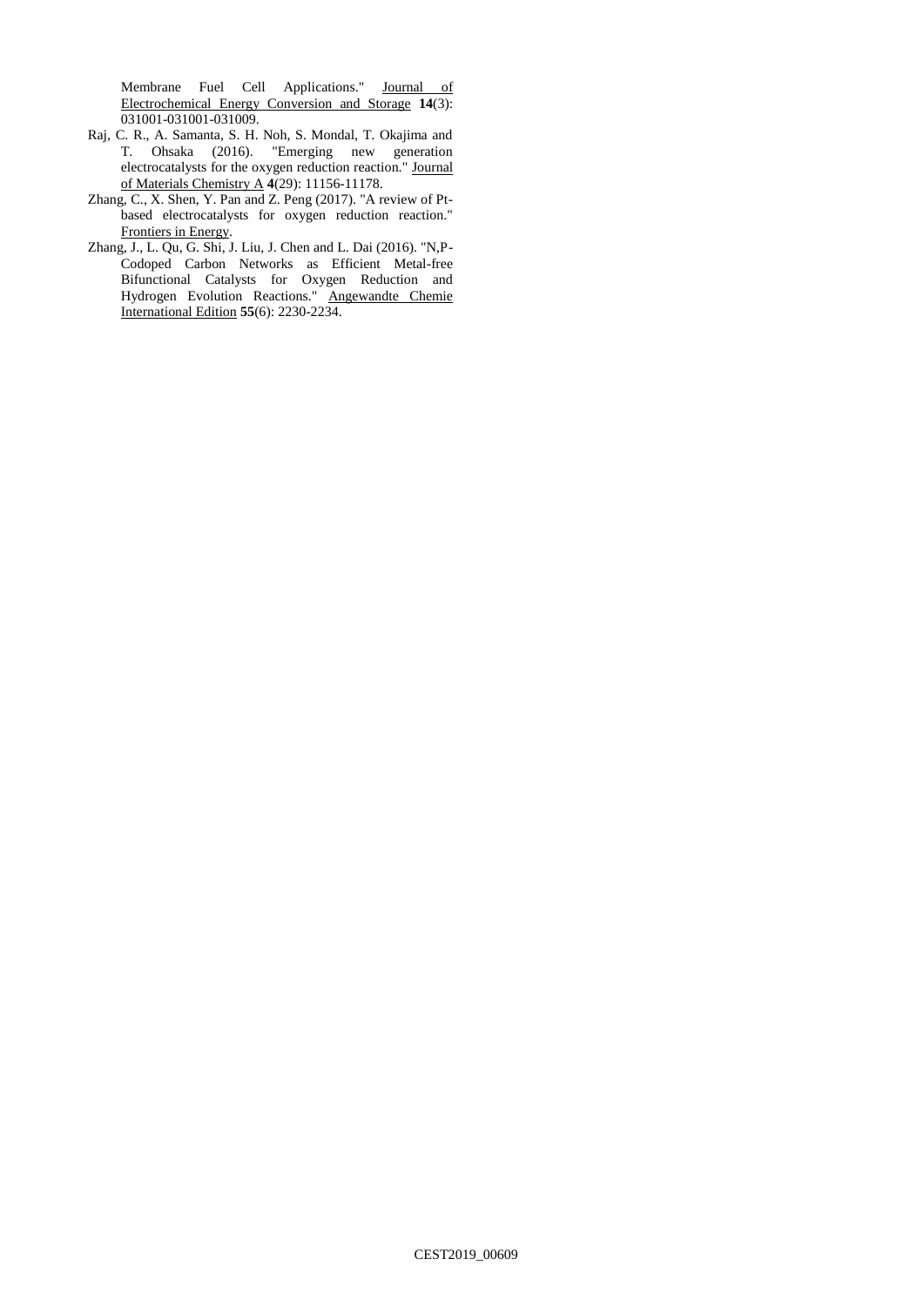Membrane Fuel Cell Applications." Journal of Electrochemical Energy Conversion and Storage **14**(3): 031001-031001-031009.

Raj, C. R., A. Samanta, S. H. Noh, S. Mondal, T. Okajima and T. Ohsaka (2016). "Emerging new generation electrocatalysts for the oxygen reduction reaction." Journal of Materials Chemistry A **4**(29): 11156-11178.

Zhang, C., X. Shen, Y. Pan and Z. Peng (2017). "A review of Pt-based electrocatalysts for oxygen reduction reaction." Frontiers in Energy.

Zhang, J., L. Qu, G. Shi, J. Liu, J. Chen and L. Dai (2016). "N,P-Codoped Carbon Networks as Efficient Metal-free Bifunctional Catalysts for Oxygen Reduction and Hydrogen Evolution Reactions." Angewandte Chemie International Edition **55**(6): 2230-2234.